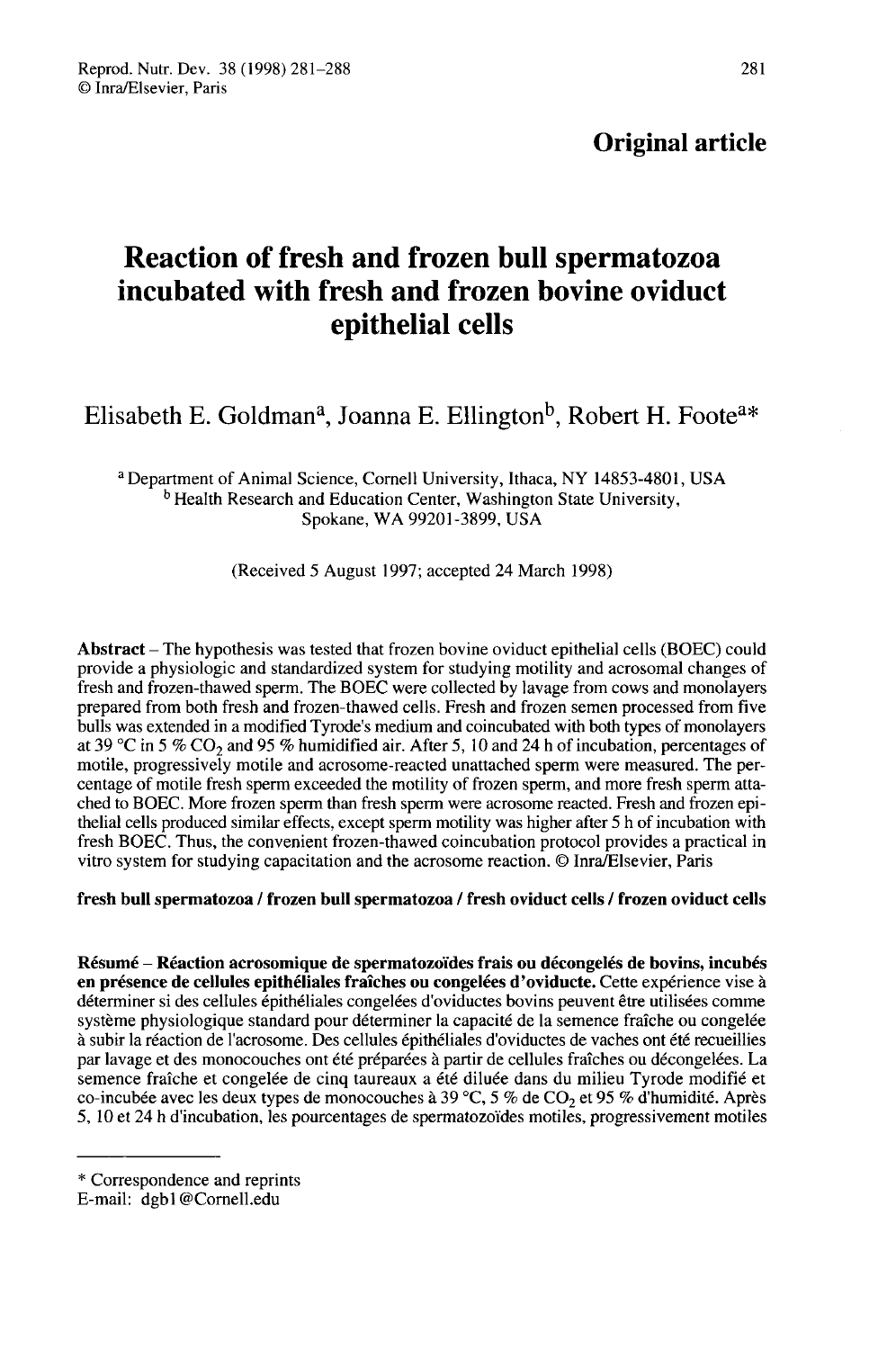**Original article**

# Reaction of fresh and frozen bull spermatozoa incubated with fresh and frozen bovine oviduct epithelial cells

Elisabeth E. Goldman[a], Joanna E. Ellington[b], Robert H. Foote[a*]

[a] Department of Animal Science, Cornell University, Ithaca, NY 14853-4801, USA
[b] Health Research and Education Center, Washington State University, Spokane, WA 99201-3899, USA

(Received 5 August 1997; accepted 24 March 1998)

**Abstract** – The hypothesis was tested that frozen bovine oviduct epithelial cells (BOEC) could provide a physiologic and standardized system for studying motility and acrosomal changes of fresh and frozen-thawed sperm. The BOEC were collected by lavage from cows and monolayers prepared from both fresh and frozen-thawed cells. Fresh and frozen semen processed from five bulls was extended in a modified Tyrode's medium and coincubated with both types of monolayers at 39 °C in 5 % $CO_2$ and 95 % humidified air. After 5, 10 and 24 h of incubation, percentages of motile, progressively motile and acrosome-reacted unattached sperm were measured. The percentage of motile fresh sperm exceeded the motility of frozen sperm, and more fresh sperm attached to BOEC. More frozen sperm than fresh sperm were acrosome reacted. Fresh and frozen epithelial cells produced similar effects, except sperm motility was higher after 5 h of incubation with fresh BOEC. Thus, the convenient frozen-thawed coincubation protocol provides a practical in vitro system for studying capacitation and the acrosome reaction. © Inra/Elsevier, Paris

**fresh bull spermatozoa / frozen bull spermatozoa / fresh oviduct cells / frozen oviduct cells**

**Résumé** – **Réaction acrosomique de spermatozoïdes frais ou décongelés de bovins, incubés en présence de cellules epithéliales fraîches ou congelées d'oviducte.** Cette expérience vise à déterminer si des cellules épithéliales congelées d'oviductes bovins peuvent être utilisées comme système physiologique standard pour déterminer la capacité de la semence fraîche ou congelée à subir la réaction de l'acrosome. Des cellules épithéliales d'oviductes de vaches ont été recueillies par lavage et des monocouches ont été préparées à partir de cellules fraîches ou décongelées. La semence fraîche et congelée de cinq taureaux a été diluée dans du milieu Tyrode modifié et co-incubée avec les deux types de monocouches à 39 °C, 5 % de $CO_2$ et 95 % d'humidité. Après 5, 10 et 24 h d'incubation, les pourcentages de spermatozoïdes motiles, progressivement motiles

---

* Correspondence and reprints
E-mail: dgb1@Cornell.edu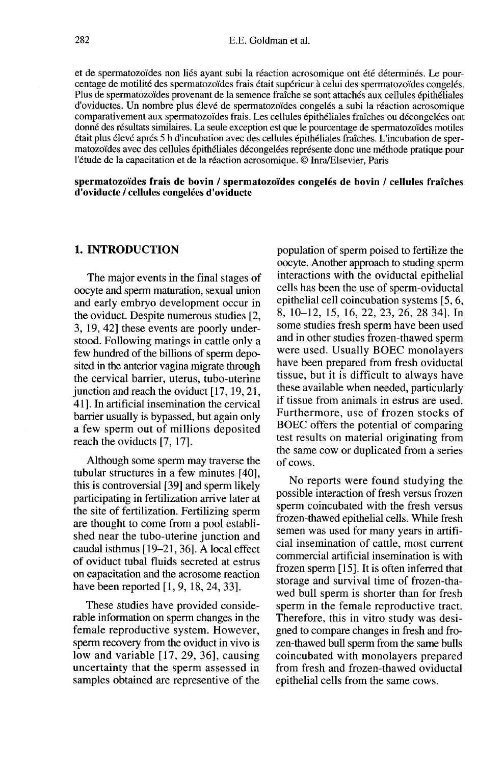et de spermatozoïdes non liés ayant subi la réaction acrosomique ont été déterminés. Le pourcentage de motilité des spermatozoïdes frais était supérieur à celui des spermatozoïdes congelés. Plus de spermatozoïdes provenant de la semence fraîche se sont attachés aux cellules épithéliales d'oviductes. Un nombre plus élevé de spermatozoïdes congelés a subi la réaction acrosomique comparativement aux spermatozoïdes frais. Les cellules épithéliales fraîches ou décongelées ont donné des résultats similaires. La seule exception est que le pourcentage de spermatozoïdes motiles était plus élevé aprés 5 h d'incubation avec des cellules épithéliales fraîches. L'incubation de spermatozoïdes avec des cellules épithéliales décongelées représente donc une méthode pratique pour l'étude de la capacitation et de la réaction acrosomique. © Inra/Elsevier, Paris

**spermatozoïdes frais de bovin / spermatozoïdes congelés de bovin / cellules fraîches d'oviducte / cellules congelées d'oviducte**

## 1. INTRODUCTION

The major events in the final stages of oocyte and sperm maturation, sexual union and early embryo development occur in the oviduct. Despite numerous studies [2, 3, 19, 42] these events are poorly understood. Following matings in cattle only a few hundred of the billions of sperm deposited in the anterior vagina migrate through the cervical barrier, uterus, tubo-uterine junction and reach the oviduct [17, 19, 21, 41]. In artificial insemination the cervical barrier usually is bypassed, but again only a few sperm out of millions deposited reach the oviducts [7, 17].

Although some sperm may traverse the tubular structures in a few minutes [40], this is controversial [39] and sperm likely participating in fertilization arrive later at the site of fertilization. Fertilizing sperm are thought to come from a pool established near the tubo-uterine junction and caudal isthmus [19–21, 36]. A local effect of oviduct tubal fluids secreted at estrus on capacitation and the acrosome reaction have been reported [1, 9, 18, 24, 33].

These studies have provided considerable information on sperm changes in the female reproductive system. However, sperm recovery from the oviduct in vivo is low and variable [17, 29, 36], causing uncertainty that the sperm assessed in samples obtained are representive of the population of sperm poised to fertilize the oocyte. Another approach to studing sperm interactions with the oviductal epithelial cells has been the use of sperm-oviductal epithelial cell coincubation systems [5, 6, 8, 10–12, 15, 16, 22, 23, 26, 28 34]. In some studies fresh sperm have been used and in other studies frozen-thawed sperm were used. Usually BOEC monolayers have been prepared from fresh oviductal tissue, but it is difficult to always have these available when needed, particularly if tissue from animals in estrus are used. Furthermore, use of frozen stocks of BOEC offers the potential of comparing test results on material originating from the same cow or duplicated from a series of cows.

No reports were found studying the possible interaction of fresh versus frozen sperm coincubated with the fresh versus frozen-thawed epithelial cells. While fresh semen was used for many years in artificial insemination of cattle, most current commercial artificial insemination is with frozen sperm [15]. It is often inferred that storage and survival time of frozen-thawed bull sperm is shorter than for fresh sperm in the female reproductive tract. Therefore, this in vitro study was designed to compare changes in fresh and frozen-thawed bull sperm from the same bulls coincubated with monolayers prepared from fresh and frozen-thawed oviductal epithelial cells from the same cows.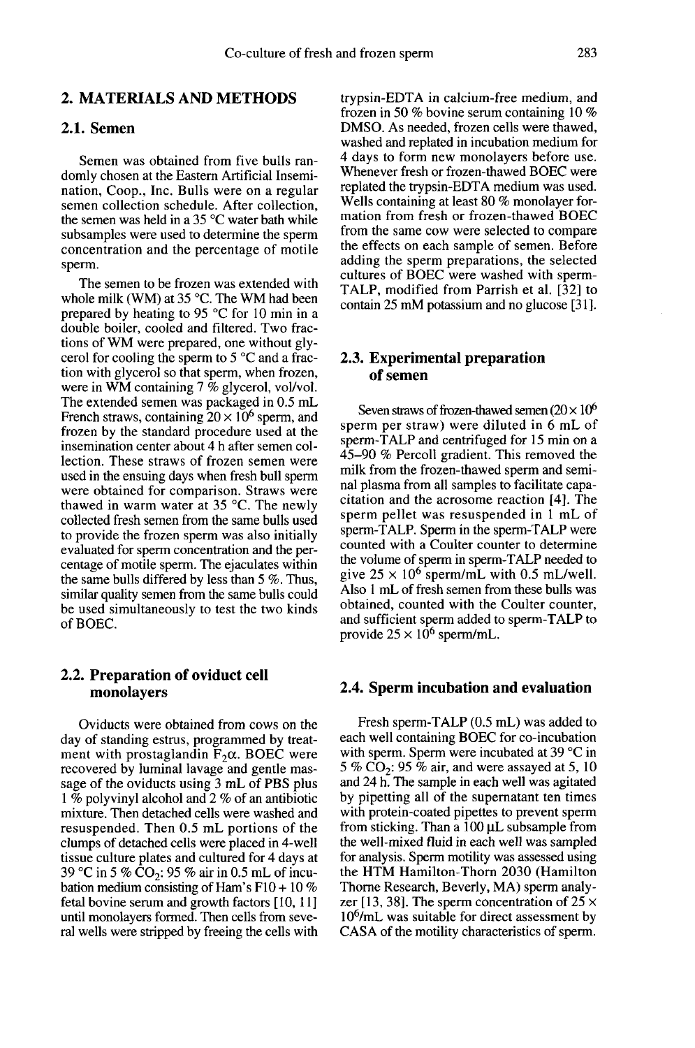## 2. MATERIALS AND METHODS

### 2.1. Semen

Semen was obtained from five bulls randomly chosen at the Eastern Artificial Insemination, Coop., Inc. Bulls were on a regular semen collection schedule. After collection, the semen was held in a 35 °C water bath while subsamples were used to determine the sperm concentration and the percentage of motile sperm.

The semen to be frozen was extended with whole milk (WM) at 35 °C. The WM had been prepared by heating to 95 °C for 10 min in a double boiler, cooled and filtered. Two fractions of WM were prepared, one without glycerol for cooling the sperm to 5 °C and a fraction with glycerol so that sperm, when frozen, were in WM containing 7 % glycerol, vol/vol. The extended semen was packaged in 0.5 mL French straws, containing $20 \times 10^6$ sperm, and frozen by the standard procedure used at the insemination center about 4 h after semen collection. These straws of frozen semen were used in the ensuing days when fresh bull sperm were obtained for comparison. Straws were thawed in warm water at 35 °C. The newly collected fresh semen from the same bulls used to provide the frozen sperm was also initially evaluated for sperm concentration and the percentage of motile sperm. The ejaculates within the same bulls differed by less than 5 %. Thus, similar quality semen from the same bulls could be used simultaneously to test the two kinds of BOEC.

### 2.2. Preparation of oviduct cell monolayers

Oviducts were obtained from cows on the day of standing estrus, programmed by treatment with prostaglandin $F_2\alpha$. BOEC were recovered by luminal lavage and gentle massage of the oviducts using 3 mL of PBS plus 1 % polyvinyl alcohol and 2 % of an antibiotic mixture. Then detached cells were washed and resuspended. Then 0.5 mL portions of the clumps of detached cells were placed in 4-well tissue culture plates and cultured for 4 days at 39 °C in 5 % $CO_2$: 95 % air in 0.5 mL of incubation medium consisting of Ham's F10 + 10 % fetal bovine serum and growth factors [10, 11] until monolayers formed. Then cells from several wells were stripped by freeing the cells with trypsin-EDTA in calcium-free medium, and frozen in 50 % bovine serum containing 10 % DMSO. As needed, frozen cells were thawed, washed and replated in incubation medium for 4 days to form new monolayers before use. Whenever fresh or frozen-thawed BOEC were replated the trypsin-EDTA medium was used. Wells containing at least 80 % monolayer formation from fresh or frozen-thawed BOEC from the same cow were selected to compare the effects on each sample of semen. Before adding the sperm preparations, the selected cultures of BOEC were washed with sperm-TALP, modified from Parrish et al. [32] to contain 25 mM potassium and no glucose [31].

### 2.3. Experimental preparation of semen

Seven straws of frozen-thawed semen ($20 \times 10^6$ sperm per straw) were diluted in 6 mL of sperm-TALP and centrifuged for 15 min on a 45–90 % Percoll gradient. This removed the milk from the frozen-thawed sperm and seminal plasma from all samples to facilitate capacitation and the acrosome reaction [4]. The sperm pellet was resuspended in 1 mL of sperm-TALP. Sperm in the sperm-TALP were counted with a Coulter counter to determine the volume of sperm in sperm-TALP needed to give $25 \times 10^6$ sperm/mL with 0.5 mL/well. Also 1 mL of fresh semen from these bulls was obtained, counted with the Coulter counter, and sufficient sperm added to sperm-TALP to provide $25 \times 10^6$ sperm/mL.

### 2.4. Sperm incubation and evaluation

Fresh sperm-TALP (0.5 mL) was added to each well containing BOEC for co-incubation with sperm. Sperm were incubated at 39 °C in 5 % $CO_2$: 95 % air, and were assayed at 5, 10 and 24 h. The sample in each well was agitated by pipetting all of the supernatant ten times with protein-coated pipettes to prevent sperm from sticking. Than a 100 µL subsample from the well-mixed fluid in each well was sampled for analysis. Sperm motility was assessed using the HTM Hamilton-Thorn 2030 (Hamilton Thorne Research, Beverly, MA) sperm analyzer [13, 38]. The sperm concentration of $25 \times 10^6$/mL was suitable for direct assessment by CASA of the motility characteristics of sperm.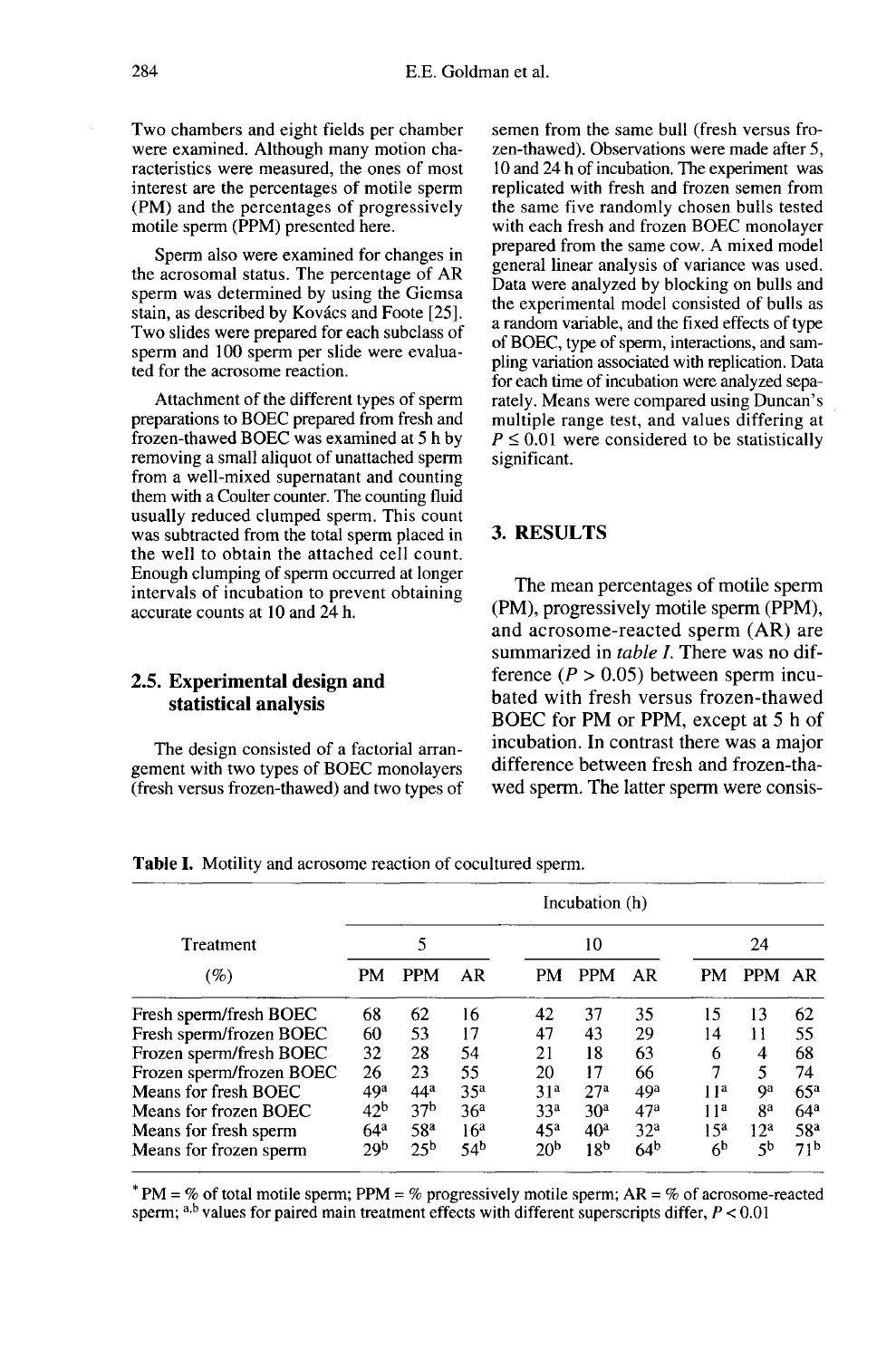Two chambers and eight fields per chamber were examined. Although many motion characteristics were measured, the ones of most interest are the percentages of motile sperm (PM) and the percentages of progressively motile sperm (PPM) presented here.

Sperm also were examined for changes in the acrosomal status. The percentage of AR sperm was determined by using the Giemsa stain, as described by Kovács and Foote [25]. Two slides were prepared for each subclass of sperm and 100 sperm per slide were evaluated for the acrosome reaction.

Attachment of the different types of sperm preparations to BOEC prepared from fresh and frozen-thawed BOEC was examined at 5 h by removing a small aliquot of unattached sperm from a well-mixed supernatant and counting them with a Coulter counter. The counting fluid usually reduced clumped sperm. This count was subtracted from the total sperm placed in the well to obtain the attached cell count. Enough clumping of sperm occurred at longer intervals of incubation to prevent obtaining accurate counts at 10 and 24 h.

## 2.5. Experimental design and statistical analysis

The design consisted of a factorial arrangement with two types of BOEC monolayers (fresh versus frozen-thawed) and two types of semen from the same bull (fresh versus frozen-thawed). Observations were made after 5, 10 and 24 h of incubation. The experiment was replicated with fresh and frozen semen from the same five randomly chosen bulls tested with each fresh and frozen BOEC monolayer prepared from the same cow. A mixed model general linear analysis of variance was used. Data were analyzed by blocking on bulls and the experimental model consisted of bulls as a random variable, and the fixed effects of type of BOEC, type of sperm, interactions, and sampling variation associated with replication. Data for each time of incubation were analyzed separately. Means were compared using Duncan's multiple range test, and values differing at $P \leq 0.01$ were considered to be statistically significant.

# 3. RESULTS

The mean percentages of motile sperm (PM), progressively motile sperm (PPM), and acrosome-reacted sperm (AR) are summarized in *table I*. There was no difference ($P > 0.05$) between sperm incubated with fresh versus frozen-thawed BOEC for PM or PPM, except at 5 h of incubation. In contrast there was a major difference between fresh and frozen-thawed sperm. The latter sperm were consis-

**Table I.** Motility and acrosome reaction of cocultured sperm.

| Treatment | Incubation (h) | | | | | | | | |
|---|---|---|---|---|---|---|---|---|---|
| | 5 | | | 10 | | | 24 | | |
| (%) | PM | PPM | AR | PM | PPM | AR | PM | PPM | AR |
| Fresh sperm/fresh BOEC | 68 | 62 | 16 | 42 | 37 | 35 | 15 | 13 | 62 |
| Fresh sperm/frozen BOEC | 60 | 53 | 17 | 47 | 43 | 29 | 14 | 11 | 55 |
| Frozen sperm/fresh BOEC | 32 | 28 | 54 | 21 | 18 | 63 | 6 | 4 | 68 |
| Frozen sperm/frozen BOEC | 26 | 23 | 55 | 20 | 17 | 66 | 7 | 5 | 74 |
| Means for fresh BOEC | 49[a] | 44[a] | 35[a] | 31[a] | 27[a] | 49[a] | 11[a] | 9[a] | 65[a] |
| Means for frozen BOEC | 42[b] | 37[b] | 36[a] | 33[a] | 30[a] | 47[a] | 11[a] | 8[a] | 64[a] |
| Means for fresh sperm | 64[a] | 58[a] | 16[a] | 45[a] | 40[a] | 32[a] | 15[a] | 12[a] | 58[a] |
| Means for frozen sperm | 29[b] | 25[b] | 54[b] | 20[b] | 18[b] | 64[b] | 6[b] | 5[b] | 71[b] |

* PM = % of total motile sperm; PPM = % progressively motile sperm; AR = % of acrosome-reacted sperm; [a,b] values for paired main treatment effects with different superscripts differ, $P < 0.01$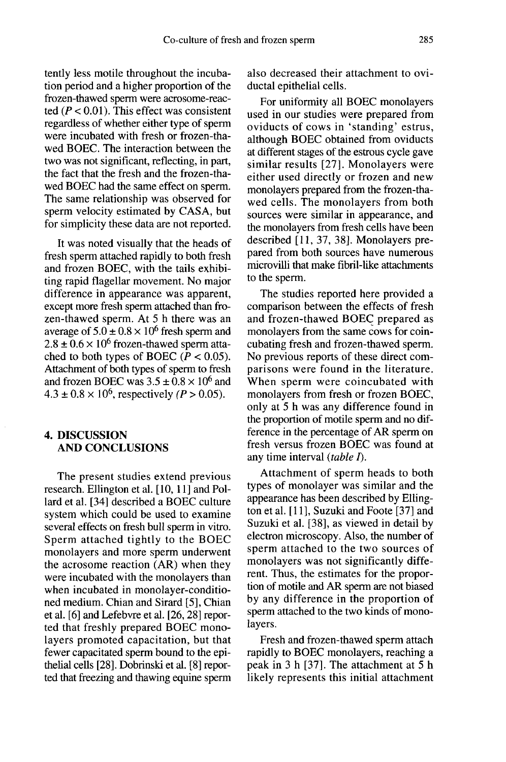tently less motile throughout the incubation period and a higher proportion of the frozen-thawed sperm were acrosome-reacted ($P < 0.01$). This effect was consistent regardless of whether either type of sperm were incubated with fresh or frozen-thawed BOEC. The interaction between the two was not significant, reflecting, in part, the fact that the fresh and the frozen-thawed BOEC had the same effect on sperm. The same relationship was observed for sperm velocity estimated by CASA, but for simplicity these data are not reported.

It was noted visually that the heads of fresh sperm attached rapidly to both fresh and frozen BOEC, with the tails exhibiting rapid flagellar movement. No major difference in appearance was apparent, except more fresh sperm attached than frozen-thawed sperm. At 5 h there was an average of $5.0 \pm 0.8 \times 10^6$ fresh sperm and $2.8 \pm 0.6 \times 10^6$ frozen-thawed sperm attached to both types of BOEC ($P < 0.05$). Attachment of both types of sperm to fresh and frozen BOEC was $3.5 \pm 0.8 \times 10^6$ and $4.3 \pm 0.8 \times 10^6$, respectively ($P > 0.05$).

## 4. DISCUSSION AND CONCLUSIONS

The present studies extend previous research. Ellington et al. [10, 11] and Pollard et al. [34] described a BOEC culture system which could be used to examine several effects on fresh bull sperm in vitro. Sperm attached tightly to the BOEC monolayers and more sperm underwent the acrosome reaction (AR) when they were incubated with the monolayers than when incubated in monolayer-conditioned medium. Chian and Sirard [5], Chian et al. [6] and Lefebvre et al. [26, 28] reported that freshly prepared BOEC monolayers promoted capacitation, but that fewer capacitated sperm bound to the epithelial cells [28]. Dobrinski et al. [8] reported that freezing and thawing equine sperm also decreased their attachment to oviductal epithelial cells.

For uniformity all BOEC monolayers used in our studies were prepared from oviducts of cows in 'standing' estrus, although BOEC obtained from oviducts at different stages of the estrous cycle gave similar results [27]. Monolayers were either used directly or frozen and new monolayers prepared from the frozen-thawed cells. The monolayers from both sources were similar in appearance, and the monolayers from fresh cells have been described [11, 37, 38]. Monolayers prepared from both sources have numerous microvilli that make fibril-like attachments to the sperm.

The studies reported here provided a comparison between the effects of fresh and frozen-thawed BOEC prepared as monolayers from the same cows for coincubating fresh and frozen-thawed sperm. No previous reports of these direct comparisons were found in the literature. When sperm were coincubated with monolayers from fresh or frozen BOEC, only at 5 h was any difference found in the proportion of motile sperm and no difference in the percentage of AR sperm on fresh versus frozen BOEC was found at any time interval (*table I*).

Attachment of sperm heads to both types of monolayer was similar and the appearance has been described by Ellington et al. [11], Suzuki and Foote [37] and Suzuki et al. [38], as viewed in detail by electron microscopy. Also, the number of sperm attached to the two sources of monolayers was not significantly different. Thus, the estimates for the proportion of motile and AR sperm are not biased by any difference in the proportion of sperm attached to the two kinds of monolayers.

Fresh and frozen-thawed sperm attach rapidly to BOEC monolayers, reaching a peak in 3 h [37]. The attachment at 5 h likely represents this initial attachment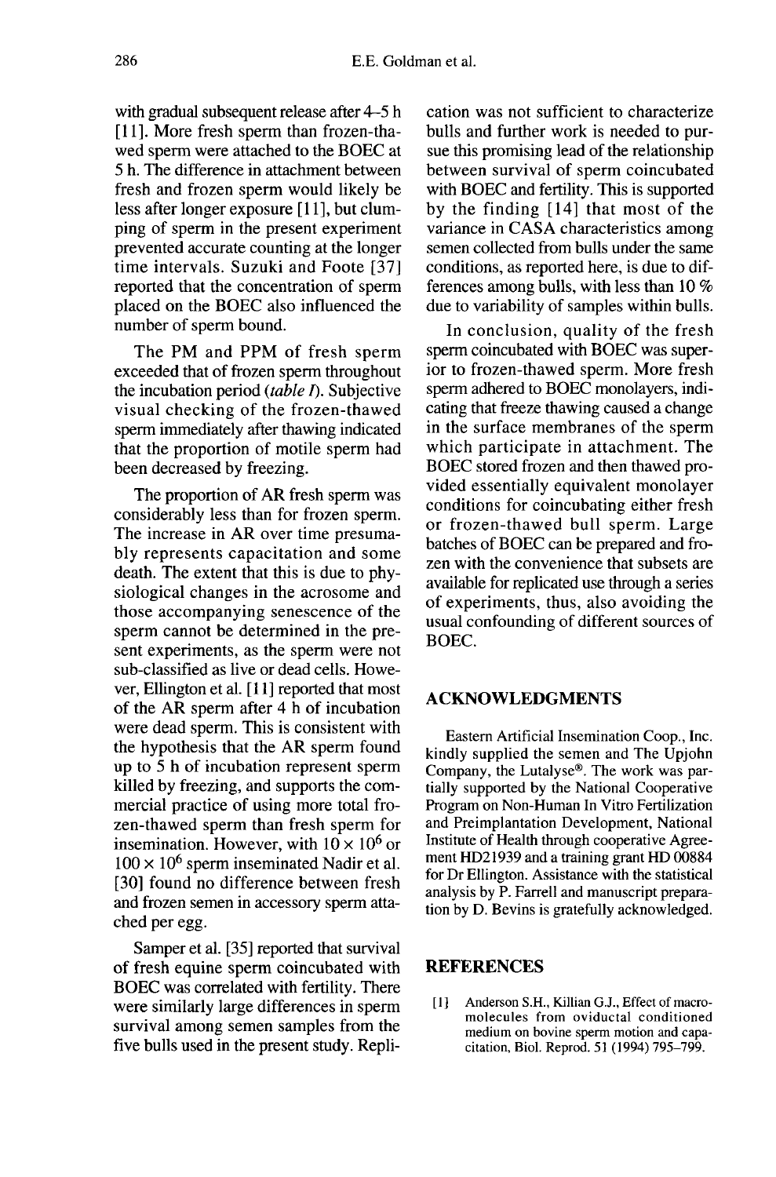with gradual subsequent release after 4–5 h [11]. More fresh sperm than frozen-thawed sperm were attached to the BOEC at 5 h. The difference in attachment between fresh and frozen sperm would likely be less after longer exposure [11], but clumping of sperm in the present experiment prevented accurate counting at the longer time intervals. Suzuki and Foote [37] reported that the concentration of sperm placed on the BOEC also influenced the number of sperm bound.

The PM and PPM of fresh sperm exceeded that of frozen sperm throughout the incubation period (*table I*). Subjective visual checking of the frozen-thawed sperm immediately after thawing indicated that the proportion of motile sperm had been decreased by freezing.

The proportion of AR fresh sperm was considerably less than for frozen sperm. The increase in AR over time presumably represents capacitation and some death. The extent that this is due to physiological changes in the acrosome and those accompanying senescence of the sperm cannot be determined in the present experiments, as the sperm were not sub-classified as live or dead cells. However, Ellington et al. [11] reported that most of the AR sperm after 4 h of incubation were dead sperm. This is consistent with the hypothesis that the AR sperm found up to 5 h of incubation represent sperm killed by freezing, and supports the commercial practice of using more total frozen-thawed sperm than fresh sperm for insemination. However, with $10 \times 10^6$ or $100 \times 10^6$ sperm inseminated Nadir et al. [30] found no difference between fresh and frozen semen in accessory sperm attached per egg.

Samper et al. [35] reported that survival of fresh equine sperm coincubated with BOEC was correlated with fertility. There were similarly large differences in sperm survival among semen samples from the five bulls used in the present study. Replication was not sufficient to characterize bulls and further work is needed to pursue this promising lead of the relationship between survival of sperm coincubated with BOEC and fertility. This is supported by the finding [14] that most of the variance in CASA characteristics among semen collected from bulls under the same conditions, as reported here, is due to differences among bulls, with less than 10 % due to variability of samples within bulls.

In conclusion, quality of the fresh sperm coincubated with BOEC was superior to frozen-thawed sperm. More fresh sperm adhered to BOEC monolayers, indicating that freeze thawing caused a change in the surface membranes of the sperm which participate in attachment. The BOEC stored frozen and then thawed provided essentially equivalent monolayer conditions for coincubating either fresh or frozen-thawed bull sperm. Large batches of BOEC can be prepared and frozen with the convenience that subsets are available for replicated use through a series of experiments, thus, also avoiding the usual confounding of different sources of BOEC.

## ACKNOWLEDGMENTS

Eastern Artificial Insemination Coop., Inc. kindly supplied the semen and The Upjohn Company, the Lutalyse®. The work was partially supported by the National Cooperative Program on Non-Human In Vitro Fertilization and Preimplantation Development, National Institute of Health through cooperative Agreement HD21939 and a training grant HD 00884 for Dr Ellington. Assistance with the statistical analysis by P. Farrell and manuscript preparation by D. Bevins is gratefully acknowledged.

## REFERENCES

[1] Anderson S.H., Killian G.J., Effect of macromolecules from oviductal conditioned medium on bovine sperm motion and capacitation, Biol. Reprod. 51 (1994) 795–799.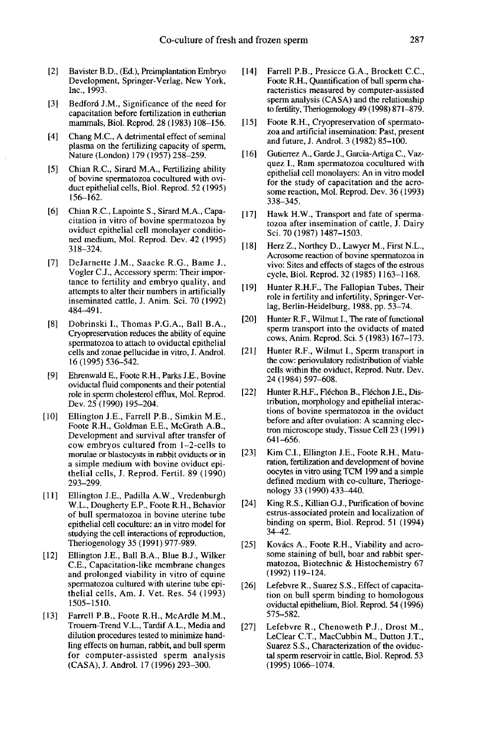[2] Bavister B.D., (Ed.), Preimplantation Embryo Development, Springer-Verlag, New York, Inc., 1993.

[3] Bedford J.M., Significance of the need for capacitation before fertilization in eutherian mammals, Biol. Reprod. 28 (1983) 108–156.

[4] Chang M.C., A detrimental effect of seminal plasma on the fertilizing capacity of sperm, Nature (London) 179 (1957) 258–259.

[5] Chian R.C., Sirard M.A., Fertilizing ability of bovine spermatozoa cocultured with oviduct epithelial cells, Biol. Reprod. 52 (1995) 156–162.

[6] Chian R.C., Lapointe S., Sirard M.A., Capacitation in vitro of bovine spermatozoa by oviduct epithelial cell monolayer conditioned medium, Mol. Reprod. Dev. 42 (1995) 318–324.

[7] DeJarnette J.M., Saacke R.G., Bame J., Vogler C.J., Accessory sperm: Their importance to fertility and embryo quality, and attempts to alter their numbers in artificially inseminated cattle, J. Anim. Sci. 70 (1992) 484–491.

[8] Dobrinski I., Thomas P.G.A., Ball B.A., Cryopreservation reduces the ability of equine spermatozoa to attach to oviductal epithelial cells and zonae pellucidae in vitro, J. Androl. 16 (1995) 536–542.

[9] Ehrenwald E., Foote R.H., Parks J.E., Bovine oviductal fluid components and their potential role in sperm cholesterol efflux, Mol. Reprod. Dev. 25 (1990) 195–204.

[10] Ellington J.E., Farrell P.B., Simkin M.E., Foote R.H., Goldman E.E., McGrath A.B., Development and survival after transfer of cow embryos cultured from 1–2-cells to morulae or blastocysts in rabbit oviducts or in a simple medium with bovine oviduct epithelial cells, J. Reprod. Fertil. 89 (1990) 293–299.

[11] Ellington J.E., Padilla A.W., Vredenburgh W.L., Dougherty E.P., Foote R.H., Behavior of bull spermatozoa in bovine uterine tube epithelial cell coculture: an in vitro model for studying the cell interactions of reproduction, Theriogenology 35 (1991) 977-989.

[12] Ellington J.E., Ball B.A., Blue B.J., Wilker C.E., Capacitation-like membrane changes and prolonged viability in vitro of equine spermatozoa cultured with uterine tube epithelial cells, Am. J. Vet. Res. 54 (1993) 1505–1510.

[13] Farrell P.B., Foote R.H., McArdle M.M., Trouern-Trend V.L., Tardif A.L., Media and dilution procedures tested to minimize handling effects on human, rabbit, and bull sperm for computer-assisted sperm analysis (CASA), J. Androl. 17 (1996) 293–300.

[14] Farrell P.B., Presicce G.A., Brockett C.C., Foote R.H., Quantification of bull sperm characteristics measured by computer-assisted sperm analysis (CASA) and the relationship to fertility, Theriogenology 49 (1998) 871–879.

[15] Foote R.H., Cryopreservation of spermatozoa and artificial insemination: Past, present and future, J. Androl. 3 (1982) 85–100.

[16] Gutierrez A., Garde J., Garcia-Artiga C., Vazquez I., Ram spermatozoa cocultured with epithelial cell monolayers: An in vitro model for the study of capacitation and the acrosome reaction, Mol. Reprod. Dev. 36 (1993) 338–345.

[17] Hawk H.W., Transport and fate of spermatozoa after insemination of cattle, J. Dairy Sci. 70 (1987) 1487–1503.

[18] Herz Z., Northey D., Lawyer M., First N.L., Acrosome reaction of bovine spermatozoa in vivo: Sites and effects of stages of the estrous cycle, Biol. Reprod. 32 (1985) 1163–1168.

[19] Hunter R.H.F., The Fallopian Tubes, Their role in fertility and infertility, Springer-Verlag, Berlin-Heidelburg, 1988, pp. 53–74.

[20] Hunter R.F., Wilmut I., The rate of functional sperm transport into the oviducts of mated cows, Anim. Reprod. Sci. 5 (1983) 167–173.

[21] Hunter R.F., Wilmut I., Sperm transport in the cow: periovulatory redistribution of viable cells within the oviduct, Reprod. Nutr. Dev. 24 (1984) 597–608.

[22] Hunter R.H.F., Fléchon B., Fléchon J.E., Distribution, morphology and epithelial interactions of bovine spermatozoa in the oviduct before and after ovulation: A scanning electron microscope study, Tissue Cell 23 (1991) 641–656.

[23] Kim C.I., Ellington J.E., Foote R.H., Maturation, fertilization and development of bovine oocytes in vitro using TCM 199 and a simple defined medium with co-culture, Theriogenology 33 (1990) 433–440.

[24] King R.S., Killian G.J., Purification of bovine estrus-associated protein and localization of binding on sperm, Biol. Reprod. 51 (1994) 34–42.

[25] Kovács A., Foote R.H., Viability and acrosome staining of bull, boar and rabbit spermatozoa, Biotechnic & Histochemistry 67 (1992) 119–124.

[26] Lefebvre R., Suarez S.S., Effect of capacitation on bull sperm binding to homologous oviductal epithelium, Biol. Reprod. 54 (1996) 575–582.

[27] Lefebvre R., Chenoweth P.J., Drost M., LeClear C.T., MacCubbin M., Dutton J.T., Suarez S.S., Characterization of the oviductal sperm reservoir in cattle, Biol. Reprod. 53 (1995) 1066–1074.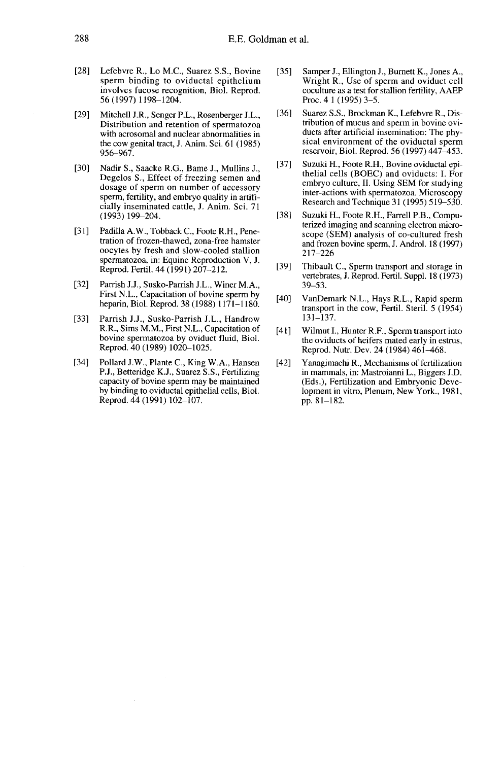[28] Lefebvre R., Lo M.C., Suarez S.S., Bovine sperm binding to oviductal epithelium involves fucose recognition, Biol. Reprod. 56 (1997) 1198–1204.

[29] Mitchell J.R., Senger P.L., Rosenberger J.L., Distribution and retention of spermatozoa with acrosomal and nuclear abnormalities in the cow genital tract, J. Anim. Sci. 61 (1985) 956–967.

[30] Nadir S., Saacke R.G., Bame J., Mullins J., Degelos S., Effect of freezing semen and dosage of sperm on number of accessory sperm, fertility, and embryo quality in artificially inseminated cattle, J. Anim. Sci. 71 (1993) 199–204.

[31] Padilla A.W., Tobback C., Foote R.H., Penetration of frozen-thawed, zona-free hamster oocytes by fresh and slow-cooled stallion spermatozoa, in: Equine Reproduction V, J. Reprod. Fertil. 44 (1991) 207–212.

[32] Parrish J.J., Susko-Parrish J.L., Winer M.A., First N.L., Capacitation of bovine sperm by heparin, Biol. Reprod. 38 (1988) 1171–1180.

[33] Parrish J.J., Susko-Parrish J.L., Handrow R.R., Sims M.M., First N.L., Capacitation of bovine spermatozoa by oviduct fluid, Biol. Reprod. 40 (1989) 1020–1025.

[34] Pollard J.W., Plante C., King W.A., Hansen P.J., Betteridge K.J., Suarez S.S., Fertilizing capacity of bovine sperm may be maintained by binding to oviductal epithelial cells, Biol. Reprod. 44 (1991) 102–107.

[35] Samper J., Ellington J., Burnett K., Jones A., Wright R., Use of sperm and oviduct cell coculture as a test for stallion fertility, AAEP Proc. 4 1 (1995) 3–5.

[36] Suarez S.S., Brockman K., Lefebvre R., Distribution of mucus and sperm in bovine oviducts after artificial insemination: The physical environment of the oviductal sperm reservoir, Biol. Reprod. 56 (1997) 447–453.

[37] Suzuki H., Foote R.H., Bovine oviductal epithelial cells (BOEC) and oviducts: I. For embryo culture, II. Using SEM for studying inter-actions with spermatozoa. Microscopy Research and Technique 31 (1995) 519–530.

[38] Suzuki H., Foote R.H., Farrell P.B., Computerized imaging and scanning electron microscope (SEM) analysis of co-cultured fresh and frozen bovine sperm, J. Androl. 18 (1997) 217–226

[39] Thibault C., Sperm transport and storage in vertebrates, J. Reprod. Fertil. Suppl. 18 (1973) 39–53.

[40] VanDemark N.L., Hays R.L., Rapid sperm transport in the cow, Fertil. Steril. 5 (1954) 131–137.

[41] Wilmut I., Hunter R.F., Sperm transport into the oviducts of heifers mated early in estrus, Reprod. Nutr. Dev. 24 (1984) 461–468.

[42] Yanagimachi R., Mechanisms of fertilization in mammals, in: Mastroianni L., Biggers J.D. (Eds.), Fertilization and Embryonic Development in vitro, Plenum, New York., 1981, pp. 81–182.